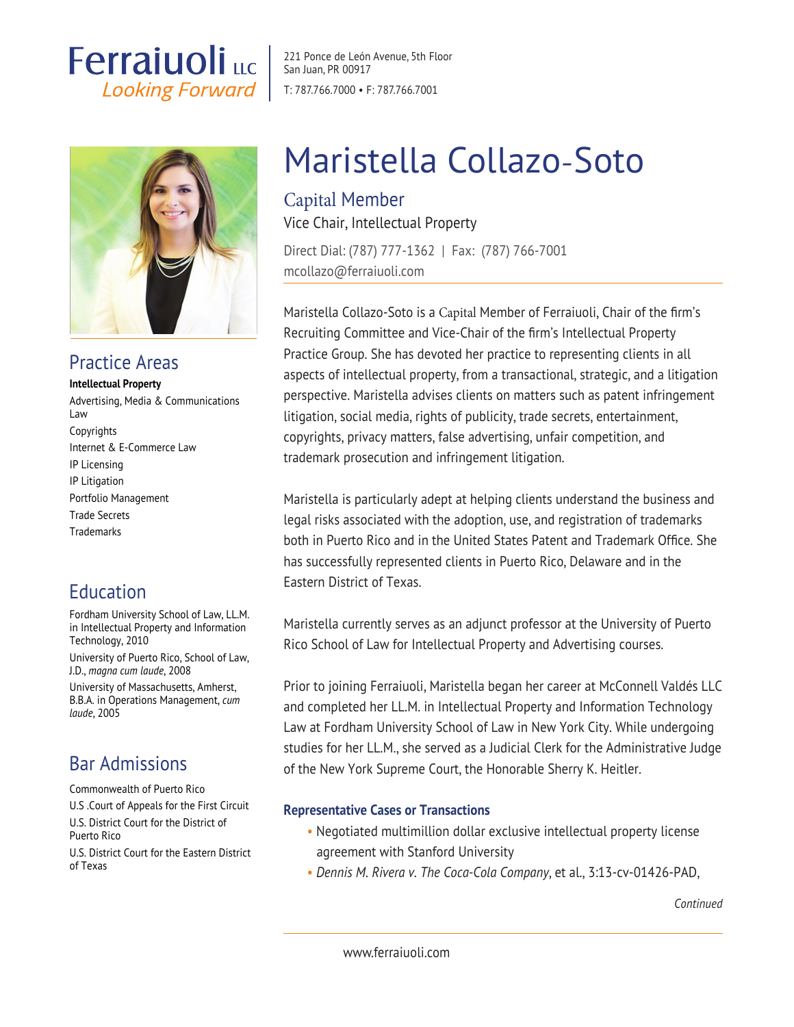Ferraiuoli LLC
*Looking Forward*

221 Ponce de León Avenue, 5th Floor
San Juan, PR 00917
T: 787.766.7000 • F: 787.766.7001

# Maristella Collazo-Soto

## Capital Member

Vice Chair, Intellectual Property

Direct Dial: (787) 777-1362 | Fax: (787) 766-7001
mcollazo@ferraiuoli.com

Maristella Collazo-Soto is a Capital Member of Ferraiuoli, Chair of the firm's Recruiting Committee and Vice-Chair of the firm's Intellectual Property Practice Group. She has devoted her practice to representing clients in all aspects of intellectual property, from a transactional, strategic, and a litigation perspective. Maristella advises clients on matters such as patent infringement litigation, social media, rights of publicity, trade secrets, entertainment, copyrights, privacy matters, false advertising, unfair competition, and trademark prosecution and infringement litigation.

Maristella is particularly adept at helping clients understand the business and legal risks associated with the adoption, use, and registration of trademarks both in Puerto Rico and in the United States Patent and Trademark Office. She has successfully represented clients in Puerto Rico, Delaware and in the Eastern District of Texas.

Maristella currently serves as an adjunct professor at the University of Puerto Rico School of Law for Intellectual Property and Advertising courses.

Prior to joining Ferraiuoli, Maristella began her career at McConnell Valdés LLC and completed her LL.M. in Intellectual Property and Information Technology Law at Fordham University School of Law in New York City. While undergoing studies for her LL.M., she served as a Judicial Clerk for the Administrative Judge of the New York Supreme Court, the Honorable Sherry K. Heitler.

### Representative Cases or Transactions

- Negotiated multimillion dollar exclusive intellectual property license agreement with Stanford University
- *Dennis M. Rivera v. The Coca-Cola Company*, et al., 3:13-cv-01426-PAD,

*Continued*

## Practice Areas

**Intellectual Property**

Advertising, Media & Communications Law
Copyrights
Internet & E-Commerce Law
IP Licensing
IP Litigation
Portfolio Management
Trade Secrets
Trademarks

## Education

Fordham University School of Law, LL.M. in Intellectual Property and Information Technology, 2010

University of Puerto Rico, School of Law, J.D., *magna cum laude*, 2008

University of Massachusetts, Amherst, B.B.A. in Operations Management, *cum laude*, 2005

## Bar Admissions

Commonwealth of Puerto Rico
U.S .Court of Appeals for the First Circuit
U.S. District Court for the District of Puerto Rico
U.S. District Court for the Eastern District of Texas

www.ferraiuoli.com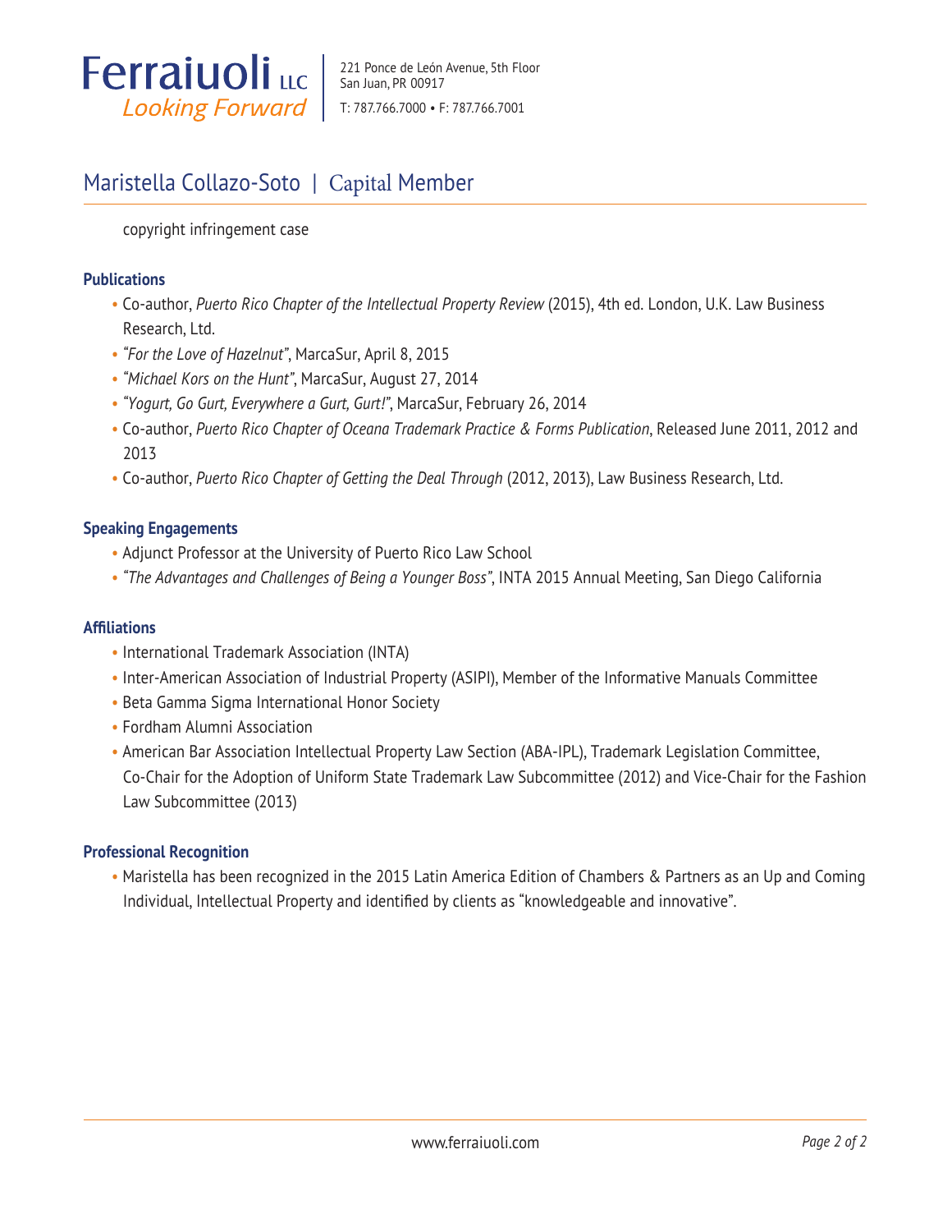copyright infringement case

## Publications

- Co-author, *Puerto Rico Chapter of the Intellectual Property Review* (2015), 4th ed. London, U.K. Law Business Research, Ltd.
- *"For the Love of Hazelnut"*, MarcaSur, April 8, 2015
- *"Michael Kors on the Hunt"*, MarcaSur, August 27, 2014
- *"Yogurt, Go Gurt, Everywhere a Gurt, Gurt!"*, MarcaSur, February 26, 2014
- Co-author, *Puerto Rico Chapter of Oceana Trademark Practice & Forms Publication*, Released June 2011, 2012 and 2013
- Co-author, *Puerto Rico Chapter of Getting the Deal Through* (2012, 2013), Law Business Research, Ltd.

## Speaking Engagements

- Adjunct Professor at the University of Puerto Rico Law School
- *"The Advantages and Challenges of Being a Younger Boss"*, INTA 2015 Annual Meeting, San Diego California

## Affiliations

- International Trademark Association (INTA)
- Inter-American Association of Industrial Property (ASIPI), Member of the Informative Manuals Committee
- Beta Gamma Sigma International Honor Society
- Fordham Alumni Association
- American Bar Association Intellectual Property Law Section (ABA-IPL), Trademark Legislation Committee, Co-Chair for the Adoption of Uniform State Trademark Law Subcommittee (2012) and Vice-Chair for the Fashion Law Subcommittee (2013)

## Professional Recognition

- Maristella has been recognized in the 2015 Latin America Edition of Chambers & Partners as an Up and Coming Individual, Intellectual Property and identified by clients as "knowledgeable and innovative".